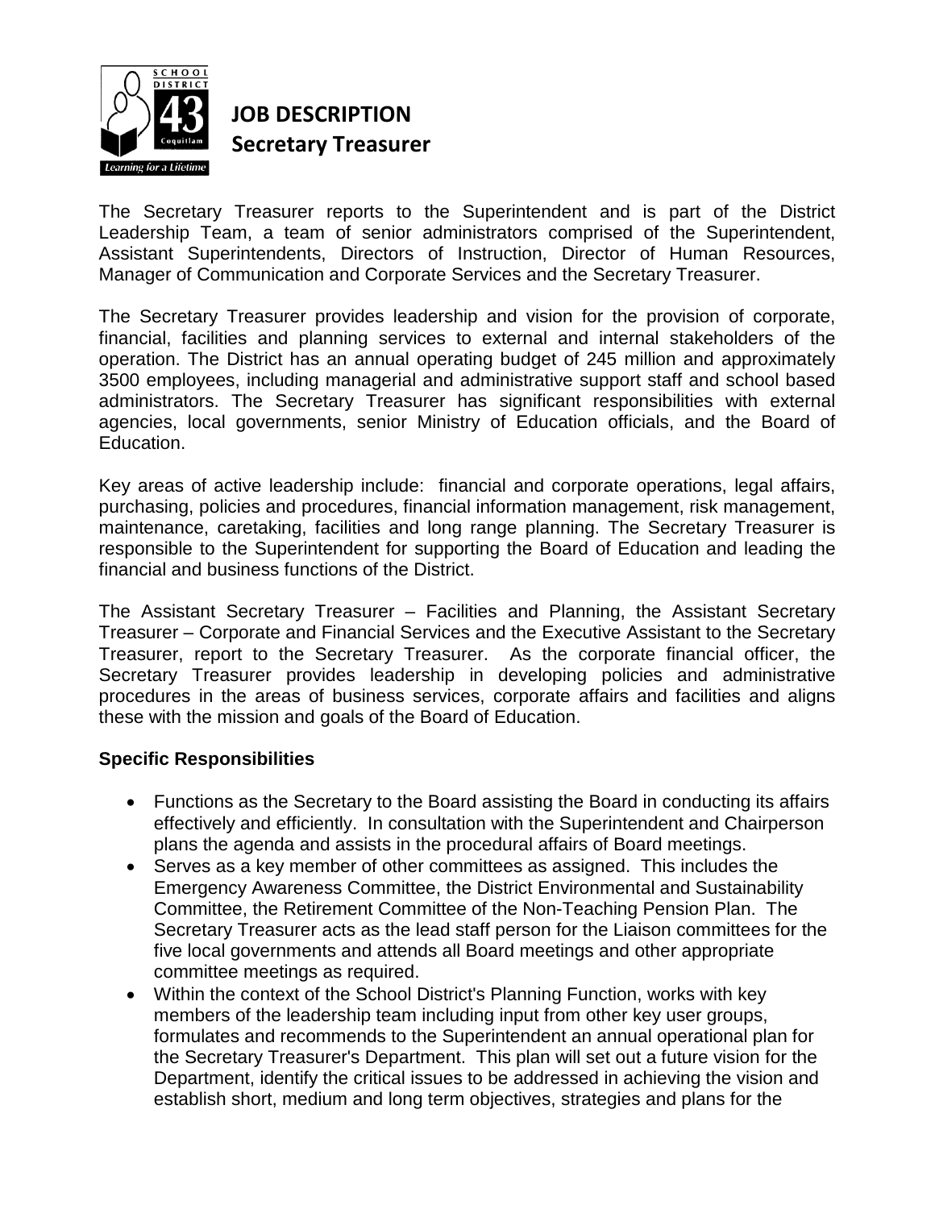# JOB DESCRIPTION

## Secretary Treasurer

The Secretary Treasurer reports to the Superintendent and is part of the District Leadership Team, a team of senior administrators comprised of the Superintendent, Assistant Superintendents, Directors of Instruction, Director of Human Resources, Manager of Communication and Corporate Services and the Secretary Treasurer.

The Secretary Treasurer provides leadership and vision for the provision of corporate, financial, facilities and planning services to external and internal stakeholders of the operation. The District has an annual operating budget of 245 million and approximately 3500 employees, including managerial and administrative support staff and school based administrators. The Secretary Treasurer has significant responsibilities with external agencies, local governments, senior Ministry of Education officials, and the Board of Education.

Key areas of active leadership include: financial and corporate operations, legal affairs, purchasing, policies and procedures, financial information management, risk management, maintenance, caretaking, facilities and long range planning. The Secretary Treasurer is responsible to the Superintendent for supporting the Board of Education and leading the financial and business functions of the District.

The Assistant Secretary Treasurer – Facilities and Planning, the Assistant Secretary Treasurer – Corporate and Financial Services and the Executive Assistant to the Secretary Treasurer, report to the Secretary Treasurer. As the corporate financial officer, the Secretary Treasurer provides leadership in developing policies and administrative procedures in the areas of business services, corporate affairs and facilities and aligns these with the mission and goals of the Board of Education.

**Specific Responsibilities**

- Functions as the Secretary to the Board assisting the Board in conducting its affairs effectively and efficiently. In consultation with the Superintendent and Chairperson plans the agenda and assists in the procedural affairs of Board meetings.
- Serves as a key member of other committees as assigned. This includes the Emergency Awareness Committee, the District Environmental and Sustainability Committee, the Retirement Committee of the Non-Teaching Pension Plan. The Secretary Treasurer acts as the lead staff person for the Liaison committees for the five local governments and attends all Board meetings and other appropriate committee meetings as required.
- Within the context of the School District's Planning Function, works with key members of the leadership team including input from other key user groups, formulates and recommends to the Superintendent an annual operational plan for the Secretary Treasurer's Department. This plan will set out a future vision for the Department, identify the critical issues to be addressed in achieving the vision and establish short, medium and long term objectives, strategies and plans for the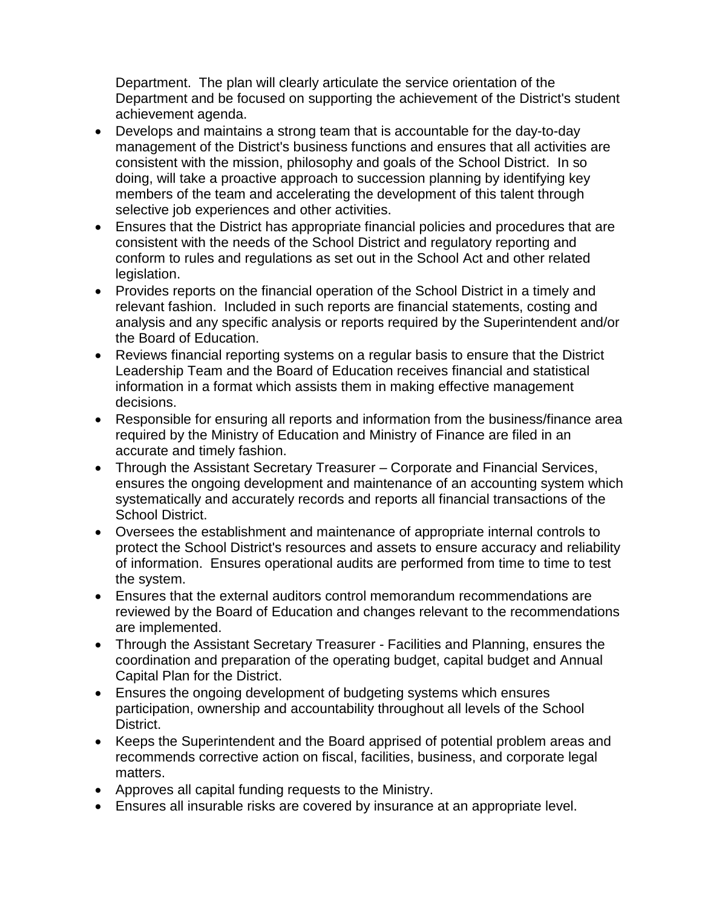Department. The plan will clearly articulate the service orientation of the Department and be focused on supporting the achievement of the District's student achievement agenda.

- Develops and maintains a strong team that is accountable for the day-to-day management of the District's business functions and ensures that all activities are consistent with the mission, philosophy and goals of the School District. In so doing, will take a proactive approach to succession planning by identifying key members of the team and accelerating the development of this talent through selective job experiences and other activities.
- Ensures that the District has appropriate financial policies and procedures that are consistent with the needs of the School District and regulatory reporting and conform to rules and regulations as set out in the School Act and other related legislation.
- Provides reports on the financial operation of the School District in a timely and relevant fashion. Included in such reports are financial statements, costing and analysis and any specific analysis or reports required by the Superintendent and/or the Board of Education.
- Reviews financial reporting systems on a regular basis to ensure that the District Leadership Team and the Board of Education receives financial and statistical information in a format which assists them in making effective management decisions.
- Responsible for ensuring all reports and information from the business/finance area required by the Ministry of Education and Ministry of Finance are filed in an accurate and timely fashion.
- Through the Assistant Secretary Treasurer – Corporate and Financial Services, ensures the ongoing development and maintenance of an accounting system which systematically and accurately records and reports all financial transactions of the School District.
- Oversees the establishment and maintenance of appropriate internal controls to protect the School District's resources and assets to ensure accuracy and reliability of information. Ensures operational audits are performed from time to time to test the system.
- Ensures that the external auditors control memorandum recommendations are reviewed by the Board of Education and changes relevant to the recommendations are implemented.
- Through the Assistant Secretary Treasurer - Facilities and Planning, ensures the coordination and preparation of the operating budget, capital budget and Annual Capital Plan for the District.
- Ensures the ongoing development of budgeting systems which ensures participation, ownership and accountability throughout all levels of the School District.
- Keeps the Superintendent and the Board apprised of potential problem areas and recommends corrective action on fiscal, facilities, business, and corporate legal matters.
- Approves all capital funding requests to the Ministry.
- Ensures all insurable risks are covered by insurance at an appropriate level.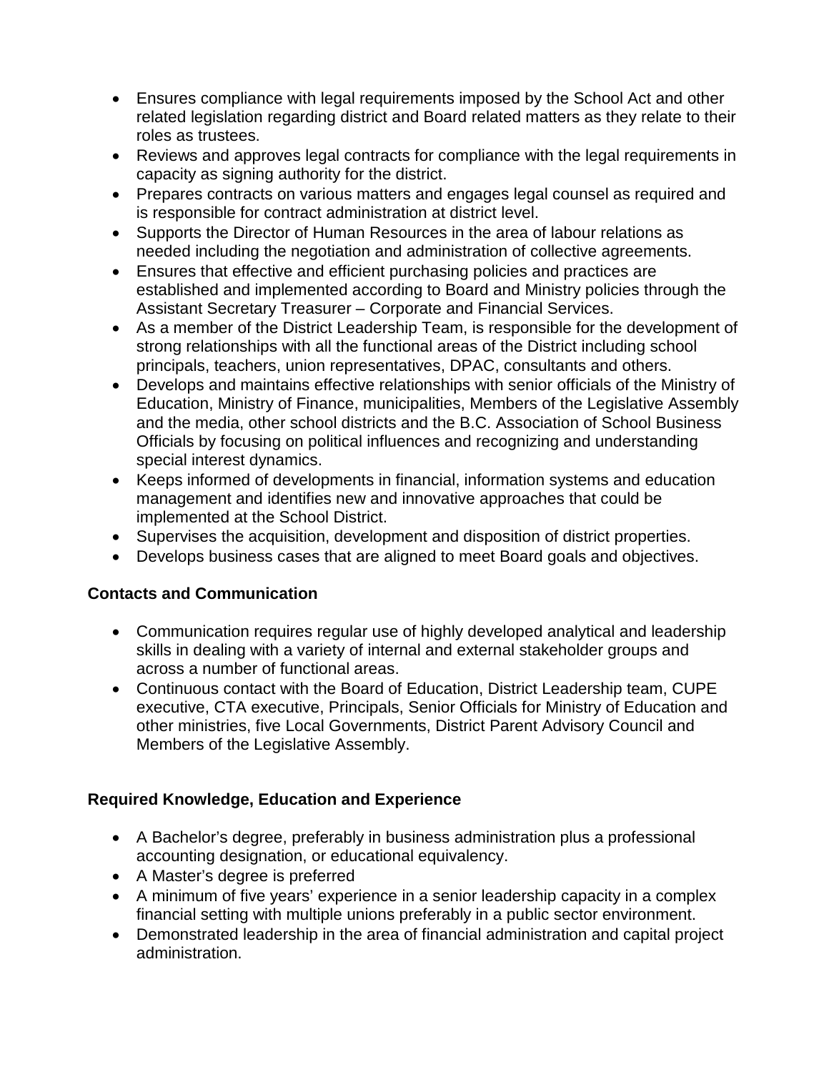- Ensures compliance with legal requirements imposed by the School Act and other related legislation regarding district and Board related matters as they relate to their roles as trustees.
- Reviews and approves legal contracts for compliance with the legal requirements in capacity as signing authority for the district.
- Prepares contracts on various matters and engages legal counsel as required and is responsible for contract administration at district level.
- Supports the Director of Human Resources in the area of labour relations as needed including the negotiation and administration of collective agreements.
- Ensures that effective and efficient purchasing policies and practices are established and implemented according to Board and Ministry policies through the Assistant Secretary Treasurer – Corporate and Financial Services.
- As a member of the District Leadership Team, is responsible for the development of strong relationships with all the functional areas of the District including school principals, teachers, union representatives, DPAC, consultants and others.
- Develops and maintains effective relationships with senior officials of the Ministry of Education, Ministry of Finance, municipalities, Members of the Legislative Assembly and the media, other school districts and the B.C. Association of School Business Officials by focusing on political influences and recognizing and understanding special interest dynamics.
- Keeps informed of developments in financial, information systems and education management and identifies new and innovative approaches that could be implemented at the School District.
- Supervises the acquisition, development and disposition of district properties.
- Develops business cases that are aligned to meet Board goals and objectives.

**Contacts and Communication**

- Communication requires regular use of highly developed analytical and leadership skills in dealing with a variety of internal and external stakeholder groups and across a number of functional areas.
- Continuous contact with the Board of Education, District Leadership team, CUPE executive, CTA executive, Principals, Senior Officials for Ministry of Education and other ministries, five Local Governments, District Parent Advisory Council and Members of the Legislative Assembly.

**Required Knowledge, Education and Experience**

- A Bachelor's degree, preferably in business administration plus a professional accounting designation, or educational equivalency.
- A Master's degree is preferred
- A minimum of five years' experience in a senior leadership capacity in a complex financial setting with multiple unions preferably in a public sector environment.
- Demonstrated leadership in the area of financial administration and capital project administration.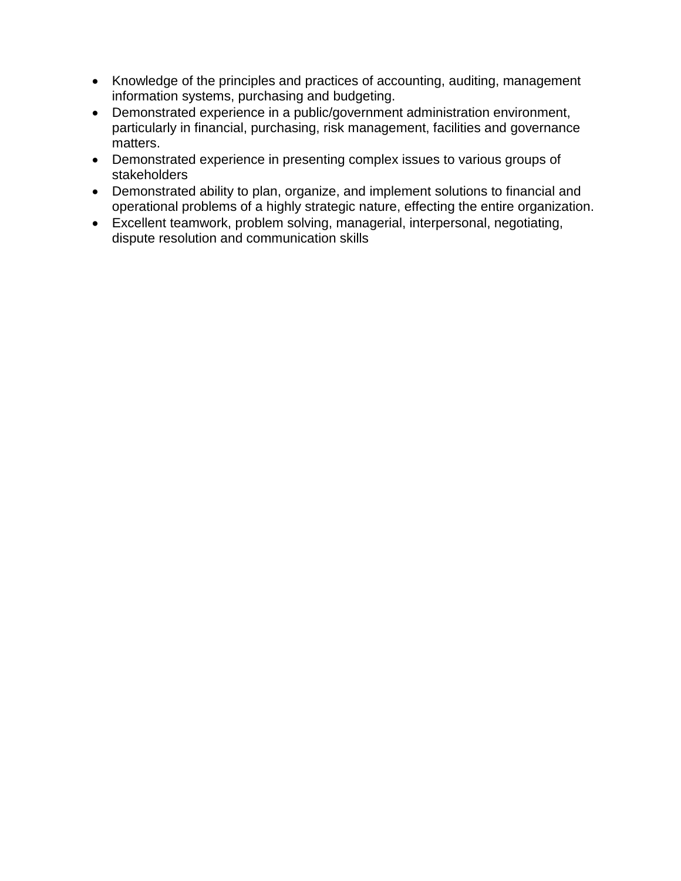- Knowledge of the principles and practices of accounting, auditing, management information systems, purchasing and budgeting.
- Demonstrated experience in a public/government administration environment, particularly in financial, purchasing, risk management, facilities and governance matters.
- Demonstrated experience in presenting complex issues to various groups of stakeholders
- Demonstrated ability to plan, organize, and implement solutions to financial and operational problems of a highly strategic nature, effecting the entire organization.
- Excellent teamwork, problem solving, managerial, interpersonal, negotiating, dispute resolution and communication skills